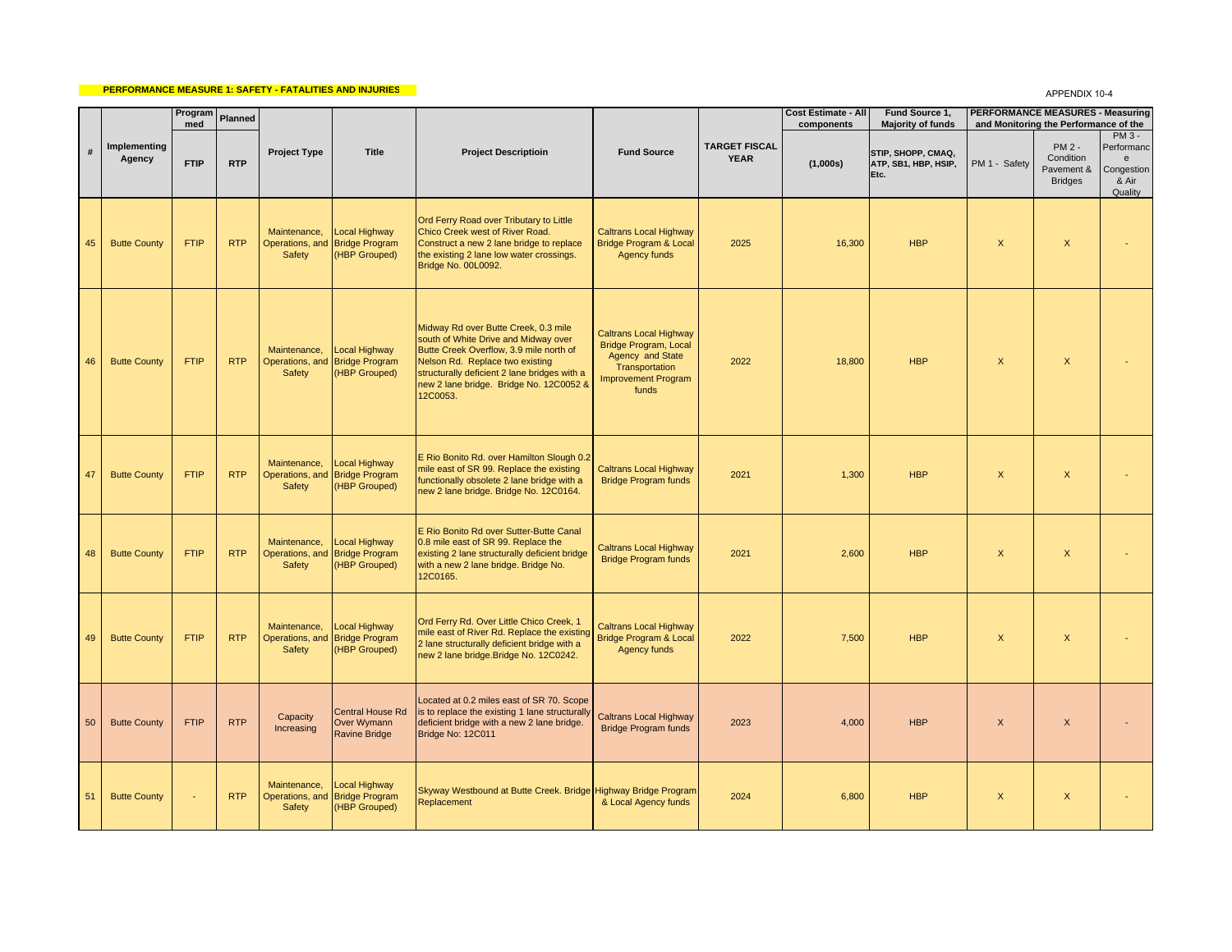**PERFORMANCE MEASURE 1: SAFETY - FATALITIES AND INJURIES**

APPENDIX 10-4

| # | Implementing Agency | Programmed | Planned | Project Type | Title | Project Descriptioin | Fund Source | TARGET FISCAL YEAR | Cost Estimate - All components | Fund Source 1, Majority of funds | PERFORMANCE MEASURES - Measuring and Monitoring the Performance of the | | |
|---|---|---|---|---|---|---|---|---|---|---|---|---|---|
| | | FTIP | RTP | | | | | | (1,000s) | STIP, SHOPP, CMAQ, ATP, SB1, HBP, HSIP, Etc. | PM 1 - Safety | PM 2 - Condition Pavement & Bridges | PM 3 - Performance Congestion & Air Quality |
| 45 | Butte County | FTIP | RTP | Maintenance, Operations, and Safety | Local Highway Bridge Program (HBP Grouped) | Ord Ferry Road over Tributary to Little Chico Creek west of River Road. Construct a new 2 lane bridge to replace the existing 2 lane low water crossings. Bridge No. 00L0092. | Caltrans Local Highway Bridge Program & Local Agency funds | 2025 | 16,300 | HBP | X | X | - |
| 46 | Butte County | FTIP | RTP | Maintenance, Operations, and Safety | Local Highway Bridge Program (HBP Grouped) | Midway Rd over Butte Creek, 0.3 mile south of White Drive and Midway over Butte Creek Overflow, 3.9 mile north of Nelson Rd. Replace two existing structurally deficient 2 lane bridges with a new 2 lane bridge. Bridge No. 12C0052 & 12C0053. | Caltrans Local Highway Bridge Program, Local Agency and State Transportation Improvement Program funds | 2022 | 18,800 | HBP | X | X | - |
| 47 | Butte County | FTIP | RTP | Maintenance, Operations, and Safety | Local Highway Bridge Program (HBP Grouped) | E Rio Bonito Rd. over Hamilton Slough 0.2 mile east of SR 99. Replace the existing functionally obsolete 2 lane bridge with a new 2 lane bridge. Bridge No. 12C0164. | Caltrans Local Highway Bridge Program funds | 2021 | 1,300 | HBP | X | X | - |
| 48 | Butte County | FTIP | RTP | Maintenance, Operations, and Safety | Local Highway Bridge Program (HBP Grouped) | E Rio Bonito Rd over Sutter-Butte Canal 0.8 mile east of SR 99. Replace the existing 2 lane structurally deficient bridge with a new 2 lane bridge. Bridge No. 12C0165. | Caltrans Local Highway Bridge Program funds | 2021 | 2,600 | HBP | X | X | - |
| 49 | Butte County | FTIP | RTP | Maintenance, Operations, and Safety | Local Highway Bridge Program (HBP Grouped) | Ord Ferry Rd. Over Little Chico Creek, 1 mile east of River Rd. Replace the existing 2 lane structurally deficient bridge with a new 2 lane bridge.Bridge No. 12C0242. | Caltrans Local Highway Bridge Program & Local Agency funds | 2022 | 7,500 | HBP | X | X | - |
| 50 | Butte County | FTIP | RTP | Capacity Increasing | Central House Rd Over Wymann Ravine Bridge | Located at 0.2 miles east of SR 70. Scope is to replace the existing 1 lane structurally deficient bridge with a new 2 lane bridge. Bridge No: 12C011 | Caltrans Local Highway Bridge Program funds | 2023 | 4,000 | HBP | X | X | - |
| 51 | Butte County | - | RTP | Maintenance, Operations, and Safety | Local Highway Bridge Program (HBP Grouped) | Skyway Westbound at Butte Creek. Bridge Replacement | Highway Bridge Program & Local Agency funds | 2024 | 6,800 | HBP | X | X | - |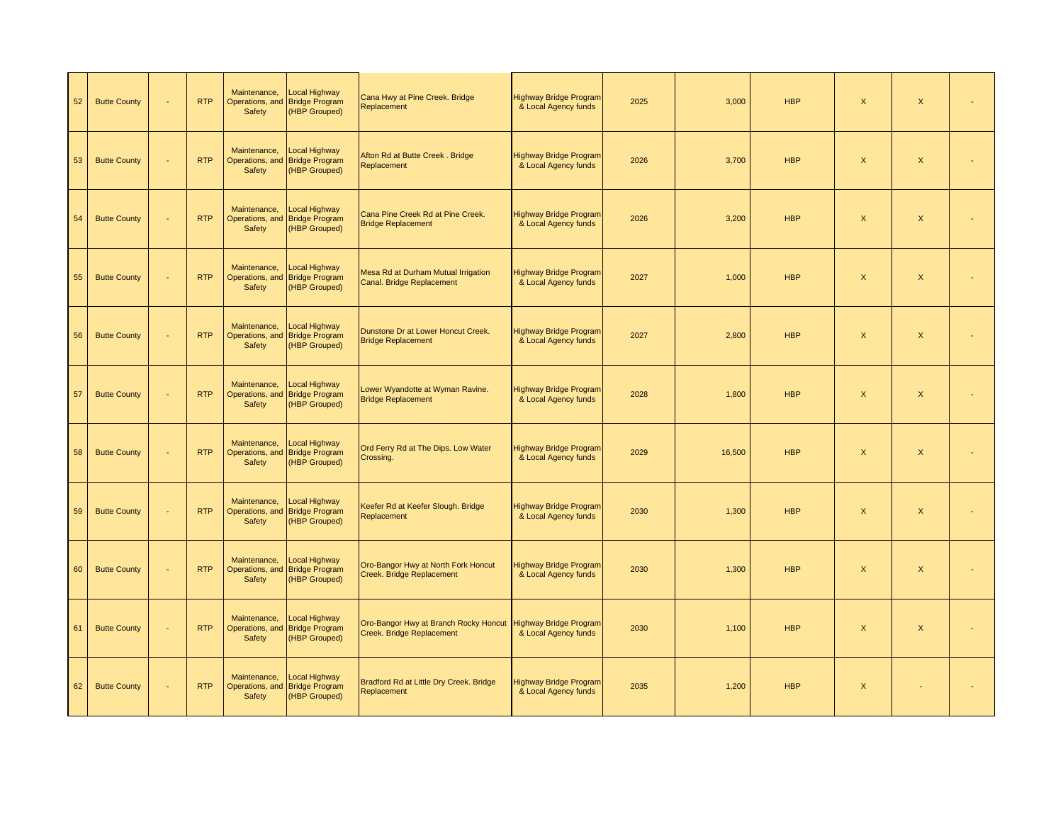| | | | | | | | | | | | | | |
|---|---|---|---|---|---|---|---|---|---|---|---|---|---|
| 52 | Butte County | - | RTP | Maintenance, Operations, and Safety | Local Highway Bridge Program (HBP Grouped) | Cana Hwy at Pine Creek. Bridge Replacement | Highway Bridge Program & Local Agency funds | 2025 | 3,000 | HBP | X | X | - |
| 53 | Butte County | - | RTP | Maintenance, Operations, and Safety | Local Highway Bridge Program (HBP Grouped) | Afton Rd at Butte Creek . Bridge Replacement | Highway Bridge Program & Local Agency funds | 2026 | 3,700 | HBP | X | X | - |
| 54 | Butte County | - | RTP | Maintenance, Operations, and Safety | Local Highway Bridge Program (HBP Grouped) | Cana Pine Creek Rd at Pine Creek. Bridge Replacement | Highway Bridge Program & Local Agency funds | 2026 | 3,200 | HBP | X | X | - |
| 55 | Butte County | - | RTP | Maintenance, Operations, and Safety | Local Highway Bridge Program (HBP Grouped) | Mesa Rd at Durham Mutual Irrigation Canal. Bridge Replacement | Highway Bridge Program & Local Agency funds | 2027 | 1,000 | HBP | X | X | - |
| 56 | Butte County | - | RTP | Maintenance, Operations, and Safety | Local Highway Bridge Program (HBP Grouped) | Dunstone Dr at Lower Honcut Creek. Bridge Replacement | Highway Bridge Program & Local Agency funds | 2027 | 2,800 | HBP | X | X | - |
| 57 | Butte County | - | RTP | Maintenance, Operations, and Safety | Local Highway Bridge Program (HBP Grouped) | Lower Wyandotte at Wyman Ravine. Bridge Replacement | Highway Bridge Program & Local Agency funds | 2028 | 1,800 | HBP | X | X | - |
| 58 | Butte County | - | RTP | Maintenance, Operations, and Safety | Local Highway Bridge Program (HBP Grouped) | Ord Ferry Rd at The Dips. Low Water Crossing. | Highway Bridge Program & Local Agency funds | 2029 | 16,500 | HBP | X | X | - |
| 59 | Butte County | - | RTP | Maintenance, Operations, and Safety | Local Highway Bridge Program (HBP Grouped) | Keefer Rd at Keefer Slough. Bridge Replacement | Highway Bridge Program & Local Agency funds | 2030 | 1,300 | HBP | X | X | - |
| 60 | Butte County | - | RTP | Maintenance, Operations, and Safety | Local Highway Bridge Program (HBP Grouped) | Oro-Bangor Hwy at North Fork Honcut Creek. Bridge Replacement | Highway Bridge Program & Local Agency funds | 2030 | 1,300 | HBP | X | X | - |
| 61 | Butte County | - | RTP | Maintenance, Operations, and Safety | Local Highway Bridge Program (HBP Grouped) | Oro-Bangor Hwy at Branch Rocky Honcut Creek. Bridge Replacement | Highway Bridge Program & Local Agency funds | 2030 | 1,100 | HBP | X | X | - |
| 62 | Butte County | - | RTP | Maintenance, Operations, and Safety | Local Highway Bridge Program (HBP Grouped) | Bradford Rd at Little Dry Creek. Bridge Replacement | Highway Bridge Program & Local Agency funds | 2035 | 1,200 | HBP | X | - | - |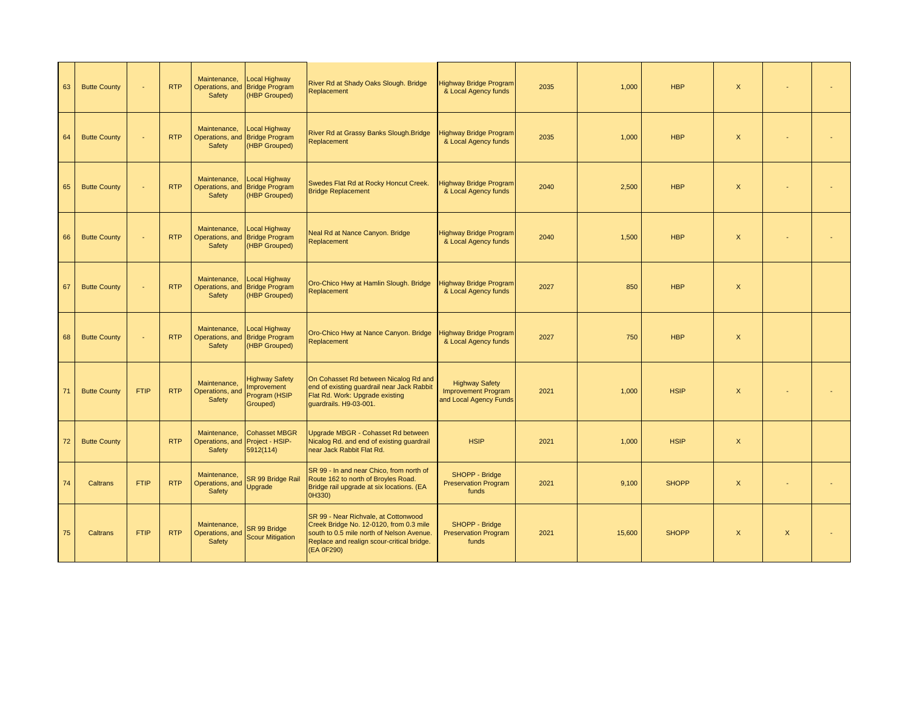| | | | | | | | | | | | | | |
|---|---|---|---|---|---|---|---|---|---|---|---|---|---|
| 63 | Butte County | - | RTP | Maintenance, Operations, and Safety | Local Highway Bridge Program (HBP Grouped) | River Rd at Shady Oaks Slough. Bridge Replacement | Highway Bridge Program & Local Agency funds | 2035 | 1,000 | HBP | X | - | - |
| 64 | Butte County | - | RTP | Maintenance, Operations, and Safety | Local Highway Bridge Program (HBP Grouped) | River Rd at Grassy Banks Slough.Bridge Replacement | Highway Bridge Program & Local Agency funds | 2035 | 1,000 | HBP | X | - | - |
| 65 | Butte County | - | RTP | Maintenance, Operations, and Safety | Local Highway Bridge Program (HBP Grouped) | Swedes Flat Rd at Rocky Honcut Creek. Bridge Replacement | Highway Bridge Program & Local Agency funds | 2040 | 2,500 | HBP | X | - | - |
| 66 | Butte County | - | RTP | Maintenance, Operations, and Safety | Local Highway Bridge Program (HBP Grouped) | Neal Rd at Nance Canyon. Bridge Replacement | Highway Bridge Program & Local Agency funds | 2040 | 1,500 | HBP | X | - | - |
| 67 | Butte County | - | RTP | Maintenance, Operations, and Safety | Local Highway Bridge Program (HBP Grouped) | Oro-Chico Hwy at Hamlin Slough. Bridge Replacement | Highway Bridge Program & Local Agency funds | 2027 | 850 | HBP | X | | |
| 68 | Butte County | - | RTP | Maintenance, Operations, and Safety | Local Highway Bridge Program (HBP Grouped) | Oro-Chico Hwy at Nance Canyon. Bridge Replacement | Highway Bridge Program & Local Agency funds | 2027 | 750 | HBP | X | | |
| 71 | Butte County | FTIP | RTP | Maintenance, Operations, and Safety | Highway Safety Improvement Program (HSIP Grouped) | On Cohasset Rd between Nicalog Rd and end of existing guardrail near Jack Rabbit Flat Rd. Work: Upgrade existing guardrails. H9-03-001. | Highway Safety Improvement Program and Local Agency Funds | 2021 | 1,000 | HSIP | X | - | - |
| 72 | Butte County | | RTP | Maintenance, Operations, and Safety | Cohasset MBGR Project - HSIP-5912(114) | Upgrade MBGR - Cohasset Rd between Nicalog Rd. and end of existing guardrail near Jack Rabbit Flat Rd. | HSIP | 2021 | 1,000 | HSIP | X | | |
| 74 | Caltrans | FTIP | RTP | Maintenance, Operations, and Safety | SR 99 Bridge Rail Upgrade | SR 99 - In and near Chico, from north of Route 162 to north of Broyles Road. Bridge rail upgrade at six locations. (EA 0H330) | SHOPP - Bridge Preservation Program funds | 2021 | 9,100 | SHOPP | X | - | - |
| 75 | Caltrans | FTIP | RTP | Maintenance, Operations, and Safety | SR 99 Bridge Scour Mitigation | SR 99 - Near Richvale, at Cottonwood Creek Bridge No. 12-0120, from 0.3 mile south to 0.5 mile north of Nelson Avenue. Replace and realign scour-critical bridge. (EA 0F290) | SHOPP - Bridge Preservation Program funds | 2021 | 15,600 | SHOPP | X | X | - |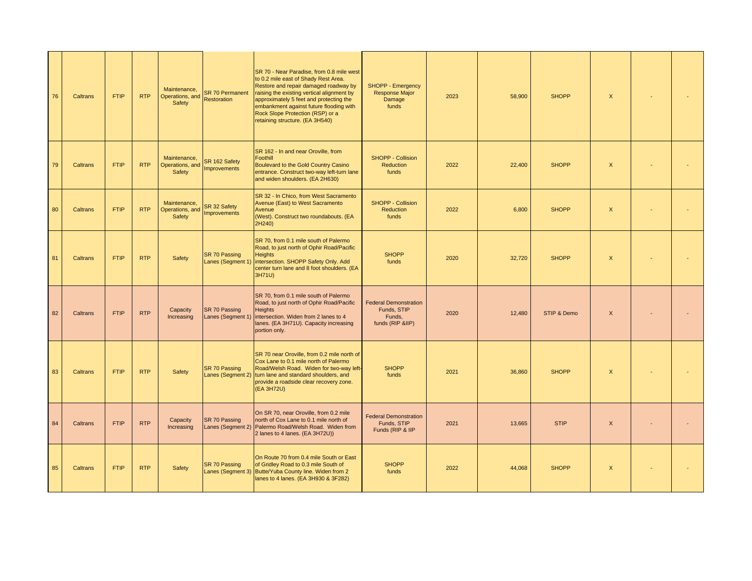| 76 | Caltrans | FTIP | RTP | Maintenance, Operations, and Safety | SR 70 Permanent Restoration | SR 70 - Near Paradise, from 0.8 mile west to 0.2 mile east of Shady Rest Area. Restore and repair damaged roadway by raising the existing vertical alignment by approximately 5 feet and protecting the embankment against future flooding with Rock Slope Protection (RSP) or a retaining structure. (EA 3H540) | SHOPP - Emergency Response Major Damage funds | 2023 | 58,900 | SHOPP | X | - | - |
|---|---|---|---|---|---|---|---|---|---|---|---|---|---|
| 79 | Caltrans | FTIP | RTP | Maintenance, Operations, and Safety | SR 162 Safety Improvements | SR 162 - In and near Oroville, from Foothill Boulevard to the Gold Country Casino entrance. Construct two-way left-turn lane and widen shoulders. (EA 2H630) | SHOPP - Collision Reduction funds | 2022 | 22,400 | SHOPP | X | - | - |
| 80 | Caltrans | FTIP | RTP | Maintenance, Operations, and Safety | SR 32 Safety Improvements | SR 32 - In Chico, from West Sacramento Avenue (East) to West Sacramento Avenue (West). Construct two roundabouts. (EA 2H240) | SHOPP - Collision Reduction funds | 2022 | 6,800 | SHOPP | X | - | - |
| 81 | Caltrans | FTIP | RTP | Safety | SR 70 Passing Lanes (Segment 1) | SR 70, from 0.1 mile south of Palermo Road, to just north of Ophir Road/Pacific Heights intersection. SHOPP Safety Only. Add center turn lane and 8 foot shoulders. (EA 3H71U) | SHOPP funds | 2020 | 32,720 | SHOPP | X | - | - |
| 82 | Caltrans | FTIP | RTP | Capacity Increasing | SR 70 Passing Lanes (Segment 1) | SR 70, from 0.1 mile south of Palermo Road, to just north of Ophir Road/Pacific Heights intersection. Widen from 2 lanes to 4 lanes. (EA 3H71U). Capacity increasing portion only. | Federal Demonstration Funds, STIP Funds, funds (RIP &IIP) | 2020 | 12,480 | STIP & Demo | X | - | - |
| 83 | Caltrans | FTIP | RTP | Safety | SR 70 Passing Lanes (Segment 2) | SR 70 near Oroville, from 0.2 mile north of Cox Lane to 0.1 mile north of Palermo Road/Welsh Road. Widen for two-way left-turn lane and standard shoulders, and provide a roadside clear recovery zone. (EA 3H72U) | SHOPP funds | 2021 | 36,860 | SHOPP | X | - | - |
| 84 | Caltrans | FTIP | RTP | Capacity Increasing | SR 70 Passing Lanes (Segment 2) | On SR 70, near Oroville, from 0.2 mile north of Cox Lane to 0.1 mile north of Palermo Road/Welsh Road. Widen from 2 lanes to 4 lanes. (EA 3H72U)) | Federal Demonstration Funds, STIP Funds (RIP & IIP | 2021 | 13,665 | STIP | X | - | - |
| 85 | Caltrans | FTIP | RTP | Safety | SR 70 Passing Lanes (Segment 3) | On Route 70 from 0.4 mile South or East of Gridley Road to 0.3 mile South of Butte/Yuba County line. Widen from 2 lanes to 4 lanes. (EA 3H930 & 3F282) | SHOPP funds | 2022 | 44,068 | SHOPP | X | - | - |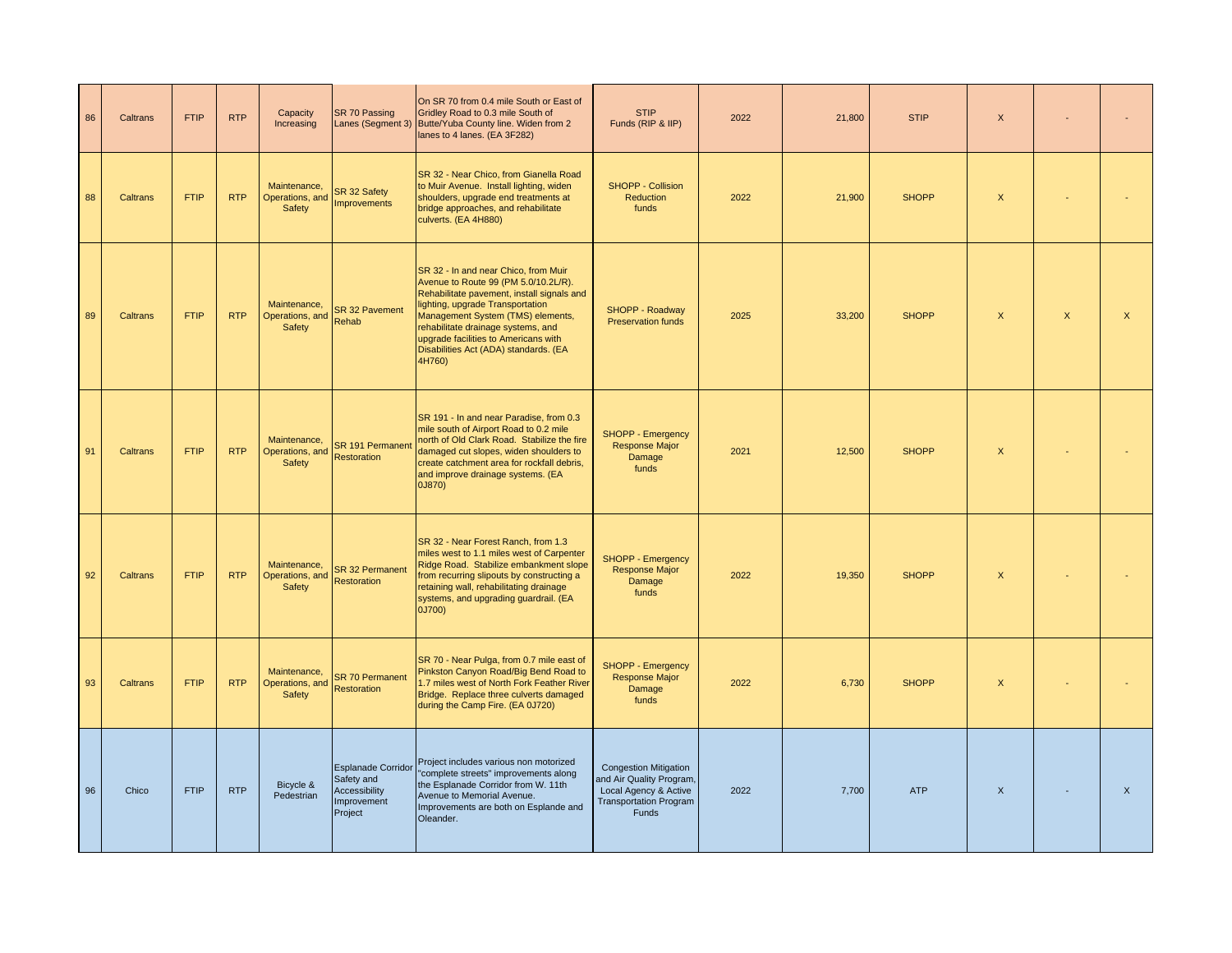| | | | | | | | | | | | | | |
|---|---|---|---|---|---|---|---|---|---|---|---|---|---|
| 86 | Caltrans | FTIP | RTP | Capacity Increasing | SR 70 Passing Lanes (Segment 3) | On SR 70 from 0.4 mile South or East of Gridley Road to 0.3 mile South of Butte/Yuba County line. Widen from 2 lanes to 4 lanes. (EA 3F282) | STIP Funds (RIP & IIP) | 2022 | 21,800 | STIP | X | - | - |
| 88 | Caltrans | FTIP | RTP | Maintenance, Operations, and Safety | SR 32 Safety Improvements | SR 32 - Near Chico, from Gianella Road to Muir Avenue. Install lighting, widen shoulders, upgrade end treatments at bridge approaches, and rehabilitate culverts. (EA 4H880) | SHOPP - Collision Reduction funds | 2022 | 21,900 | SHOPP | X | - | - |
| 89 | Caltrans | FTIP | RTP | Maintenance, Operations, and Safety | SR 32 Pavement Rehab | SR 32 - In and near Chico, from Muir Avenue to Route 99 (PM 5.0/10.2L/R). Rehabilitate pavement, install signals and lighting, upgrade Transportation Management System (TMS) elements, rehabilitate drainage systems, and upgrade facilities to Americans with Disabilities Act (ADA) standards. (EA 4H760) | SHOPP - Roadway Preservation funds | 2025 | 33,200 | SHOPP | X | X | X |
| 91 | Caltrans | FTIP | RTP | Maintenance, Operations, and Safety | SR 191 Permanent Restoration | SR 191 - In and near Paradise, from 0.3 mile south of Airport Road to 0.2 mile north of Old Clark Road. Stabilize the fire damaged cut slopes, widen shoulders to create catchment area for rockfall debris, and improve drainage systems. (EA 0J870) | SHOPP - Emergency Response Major Damage funds | 2021 | 12,500 | SHOPP | X | - | - |
| 92 | Caltrans | FTIP | RTP | Maintenance, Operations, and Safety | SR 32 Permanent Restoration | SR 32 - Near Forest Ranch, from 1.3 miles west to 1.1 miles west of Carpenter Ridge Road. Stabilize embankment slope from recurring slipouts by constructing a retaining wall, rehabilitating drainage systems, and upgrading guardrail. (EA 0J700) | SHOPP - Emergency Response Major Damage funds | 2022 | 19,350 | SHOPP | X | - | - |
| 93 | Caltrans | FTIP | RTP | Maintenance, Operations, and Safety | SR 70 Permanent Restoration | SR 70 - Near Pulga, from 0.7 mile east of Pinkston Canyon Road/Big Bend Road to 1.7 miles west of North Fork Feather River Bridge. Replace three culverts damaged during the Camp Fire. (EA 0J720) | SHOPP - Emergency Response Major Damage funds | 2022 | 6,730 | SHOPP | X | - | - |
| 96 | Chico | FTIP | RTP | Bicycle & Pedestrian | Esplanade Corridor Safety and Accessibility Improvement Project | Project includes various non motorized "complete streets" improvements along the Esplanade Corridor from W. 11th Avenue to Memorial Avenue. Improvements are both on Esplande and Oleander. | Congestion Mitigation and Air Quality Program, Local Agency & Active Transportation Program Funds | 2022 | 7,700 | ATP | X | - | X |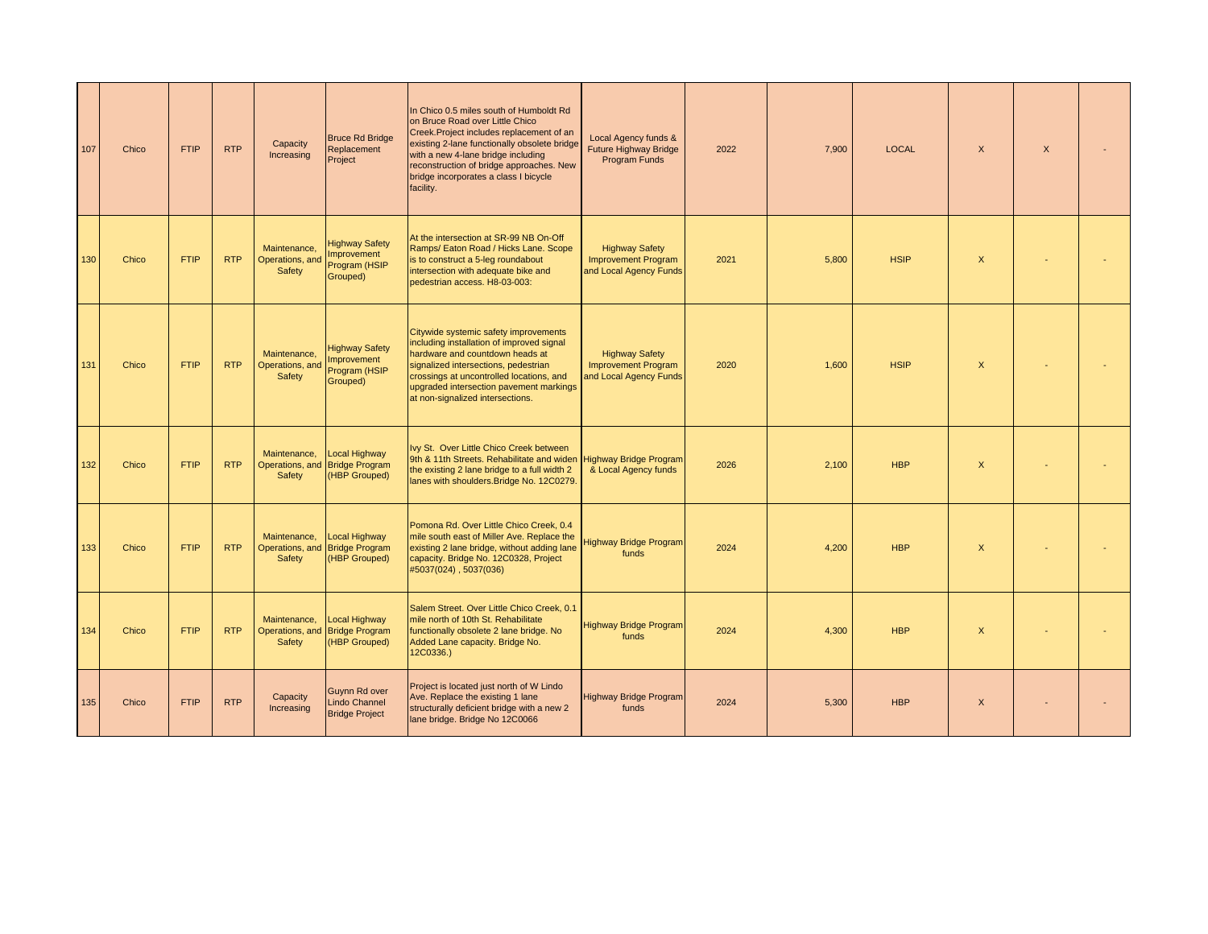| | | | | | | | | | | | | | |
|---|---|---|---|---|---|---|---|---|---|---|---|---|---|
| 107 | Chico | FTIP | RTP | Capacity Increasing | Bruce Rd Bridge Replacement Project | In Chico 0.5 miles south of Humboldt Rd on Bruce Road over Little Chico Creek.Project includes replacement of an existing 2-lane functionally obsolete bridge with a new 4-lane bridge including reconstruction of bridge approaches. New bridge incorporates a class I bicycle facility. | Local Agency funds & Future Highway Bridge Program Funds | 2022 | 7,900 | LOCAL | X | X | - |
| 130 | Chico | FTIP | RTP | Maintenance, Operations, and Safety | Highway Safety Improvement Program (HSIP Grouped) | At the intersection at SR-99 NB On-Off Ramps/ Eaton Road / Hicks Lane. Scope is to construct a 5-leg roundabout intersection with adequate bike and pedestrian access. H8-03-003: | Highway Safety Improvement Program and Local Agency Funds | 2021 | 5,800 | HSIP | X | - | - |
| 131 | Chico | FTIP | RTP | Maintenance, Operations, and Safety | Highway Safety Improvement Program (HSIP Grouped) | Citywide systemic safety improvements including installation of improved signal hardware and countdown heads at signalized intersections, pedestrian crossings at uncontrolled locations, and upgraded intersection pavement markings at non-signalized intersections. | Highway Safety Improvement Program and Local Agency Funds | 2020 | 1,600 | HSIP | X | - | - |
| 132 | Chico | FTIP | RTP | Maintenance, Operations, and Safety | Local Highway Bridge Program (HBP Grouped) | Ivy St. Over Little Chico Creek between 9th & 11th Streets. Rehabilitate and widen the existing 2 lane bridge to a full width 2 lanes with shoulders.Bridge No. 12C0279. | Highway Bridge Program & Local Agency funds | 2026 | 2,100 | HBP | X | - | - |
| 133 | Chico | FTIP | RTP | Maintenance, Operations, and Safety | Local Highway Bridge Program (HBP Grouped) | Pomona Rd. Over Little Chico Creek, 0.4 mile south east of Miller Ave. Replace the existing 2 lane bridge, without adding lane capacity. Bridge No. 12C0328, Project #5037(024) , 5037(036) | Highway Bridge Program funds | 2024 | 4,200 | HBP | X | - | - |
| 134 | Chico | FTIP | RTP | Maintenance, Operations, and Safety | Local Highway Bridge Program (HBP Grouped) | Salem Street. Over Little Chico Creek, 0.1 mile north of 10th St. Rehabilitate functionally obsolete 2 lane bridge. No Added Lane capacity. Bridge No. 12C0336.) | Highway Bridge Program funds | 2024 | 4,300 | HBP | X | - | - |
| 135 | Chico | FTIP | RTP | Capacity Increasing | Guynn Rd over Lindo Channel Bridge Project | Project is located just north of W Lindo Ave. Replace the existing 1 lane structurally deficient bridge with a new 2 lane bridge. Bridge No 12C0066 | Highway Bridge Program funds | 2024 | 5,300 | HBP | X | - | - |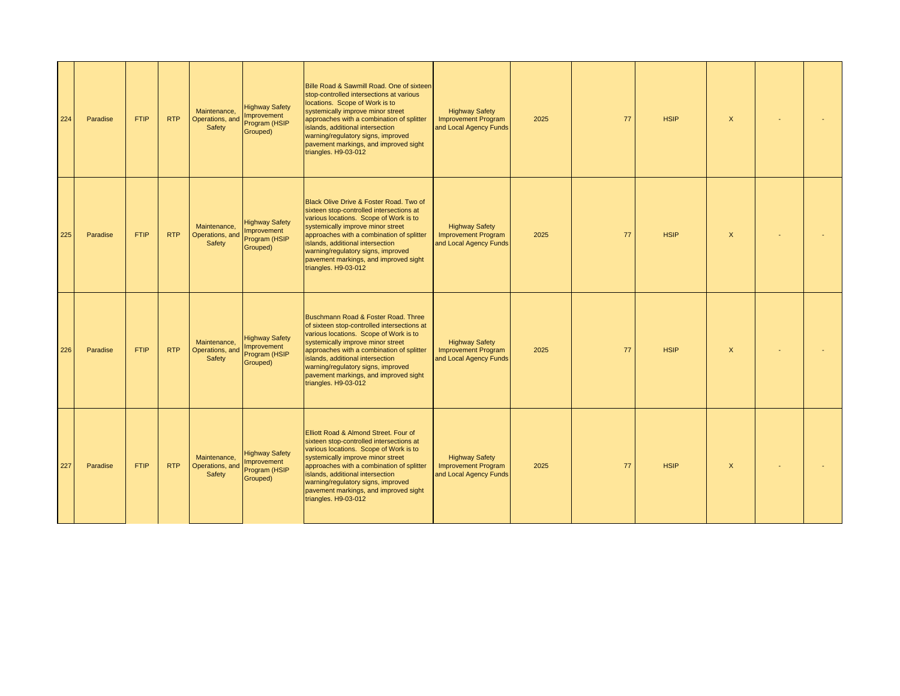| | | | | | | | | | | | | |
|---|---|---|---|---|---|---|---|---|---|---|---|---|
| 224 | Paradise | FTIP | RTP | Maintenance, Operations, and Safety | Highway Safety Improvement Program (HSIP Grouped) | Bille Road & Sawmill Road. One of sixteen stop-controlled intersections at various locations. Scope of Work is to systemically improve minor street approaches with a combination of splitter islands, additional intersection warning/regulatory signs, improved pavement markings, and improved sight triangles. H9-03-012 | Highway Safety Improvement Program and Local Agency Funds | 2025 | 77 | HSIP | X | - | - |
| 225 | Paradise | FTIP | RTP | Maintenance, Operations, and Safety | Highway Safety Improvement Program (HSIP Grouped) | Black Olive Drive & Foster Road. Two of sixteen stop-controlled intersections at various locations. Scope of Work is to systemically improve minor street approaches with a combination of splitter islands, additional intersection warning/regulatory signs, improved pavement markings, and improved sight triangles. H9-03-012 | Highway Safety Improvement Program and Local Agency Funds | 2025 | 77 | HSIP | X | - | - |
| 226 | Paradise | FTIP | RTP | Maintenance, Operations, and Safety | Highway Safety Improvement Program (HSIP Grouped) | Buschmann Road & Foster Road. Three of sixteen stop-controlled intersections at various locations. Scope of Work is to systemically improve minor street approaches with a combination of splitter islands, additional intersection warning/regulatory signs, improved pavement markings, and improved sight triangles. H9-03-012 | Highway Safety Improvement Program and Local Agency Funds | 2025 | 77 | HSIP | X | - | - |
| 227 | Paradise | FTIP | RTP | Maintenance, Operations, and Safety | Highway Safety Improvement Program (HSIP Grouped) | Elliott Road & Almond Street. Four of sixteen stop-controlled intersections at various locations. Scope of Work is to systemically improve minor street approaches with a combination of splitter islands, additional intersection warning/regulatory signs, improved pavement markings, and improved sight triangles. H9-03-012 | Highway Safety Improvement Program and Local Agency Funds | 2025 | 77 | HSIP | X | - | - |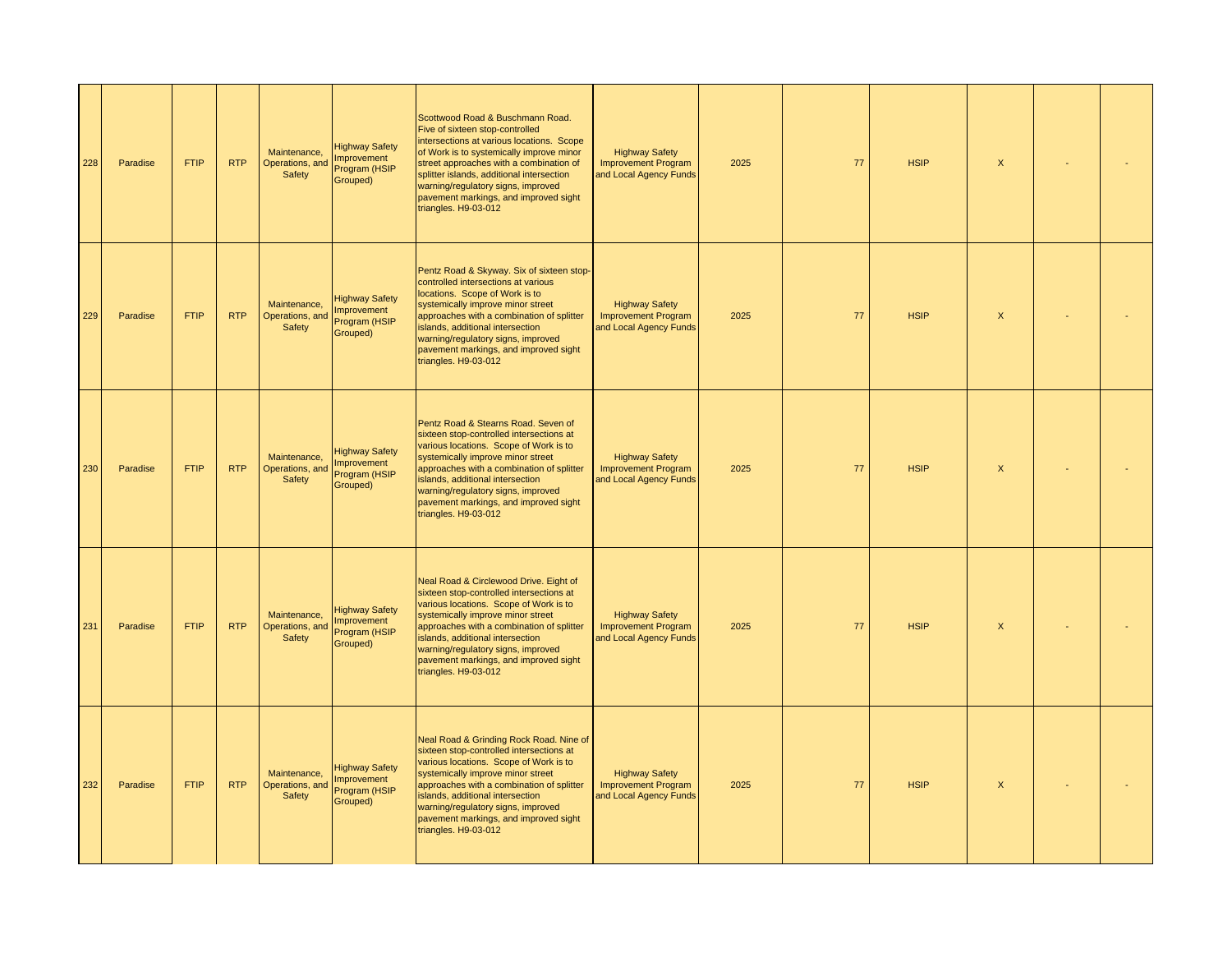| | | | | | | | | | | | | | |
|---|---|---|---|---|---|---|---|---|---|---|---|---|---|
| 228 | Paradise | FTIP | RTP | Maintenance, Operations, and Safety | Highway Safety Improvement Program (HSIP Grouped) | Scottwood Road & Buschmann Road. Five of sixteen stop-controlled intersections at various locations. Scope of Work is to systemically improve minor street approaches with a combination of splitter islands, additional intersection warning/regulatory signs, improved pavement markings, and improved sight triangles. H9-03-012 | Highway Safety Improvement Program and Local Agency Funds | 2025 | 77 | HSIP | X | - | - |
| 229 | Paradise | FTIP | RTP | Maintenance, Operations, and Safety | Highway Safety Improvement Program (HSIP Grouped) | Pentz Road & Skyway. Six of sixteen stop-controlled intersections at various locations. Scope of Work is to systemically improve minor street approaches with a combination of splitter islands, additional intersection warning/regulatory signs, improved pavement markings, and improved sight triangles. H9-03-012 | Highway Safety Improvement Program and Local Agency Funds | 2025 | 77 | HSIP | X | - | - |
| 230 | Paradise | FTIP | RTP | Maintenance, Operations, and Safety | Highway Safety Improvement Program (HSIP Grouped) | Pentz Road & Stearns Road. Seven of sixteen stop-controlled intersections at various locations. Scope of Work is to systemically improve minor street approaches with a combination of splitter islands, additional intersection warning/regulatory signs, improved pavement markings, and improved sight triangles. H9-03-012 | Highway Safety Improvement Program and Local Agency Funds | 2025 | 77 | HSIP | X | - | - |
| 231 | Paradise | FTIP | RTP | Maintenance, Operations, and Safety | Highway Safety Improvement Program (HSIP Grouped) | Neal Road & Circlewood Drive. Eight of sixteen stop-controlled intersections at various locations. Scope of Work is to systemically improve minor street approaches with a combination of splitter islands, additional intersection warning/regulatory signs, improved pavement markings, and improved sight triangles. H9-03-012 | Highway Safety Improvement Program and Local Agency Funds | 2025 | 77 | HSIP | X | - | - |
| 232 | Paradise | FTIP | RTP | Maintenance, Operations, and Safety | Highway Safety Improvement Program (HSIP Grouped) | Neal Road & Grinding Rock Road. Nine of sixteen stop-controlled intersections at various locations. Scope of Work is to systemically improve minor street approaches with a combination of splitter islands, additional intersection warning/regulatory signs, improved pavement markings, and improved sight triangles. H9-03-012 | Highway Safety Improvement Program and Local Agency Funds | 2025 | 77 | HSIP | X | - | - |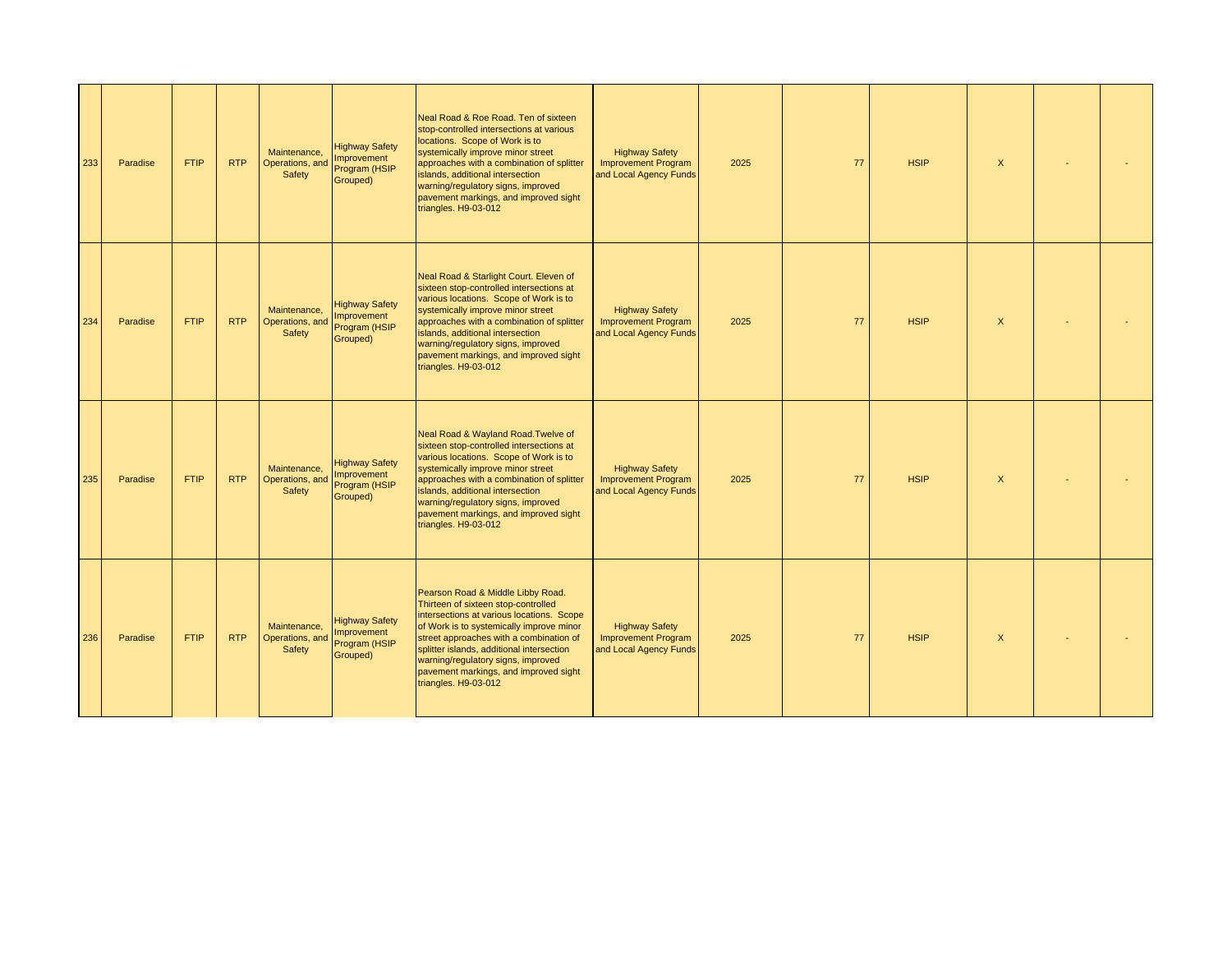| | | | | | | | | | | | | | |
|---|---|---|---|---|---|---|---|---|---|---|---|---|---|
| 233 | Paradise | FTIP | RTP | Maintenance, Operations, and Safety | Highway Safety Improvement Program (HSIP Grouped) | Neal Road & Roe Road. Ten of sixteen stop-controlled intersections at various locations. Scope of Work is to systemically improve minor street approaches with a combination of splitter islands, additional intersection warning/regulatory signs, improved pavement markings, and improved sight triangles. H9-03-012 | Highway Safety Improvement Program and Local Agency Funds | 2025 | 77 | HSIP | X | - | - |
| 234 | Paradise | FTIP | RTP | Maintenance, Operations, and Safety | Highway Safety Improvement Program (HSIP Grouped) | Neal Road & Starlight Court. Eleven of sixteen stop-controlled intersections at various locations. Scope of Work is to systemically improve minor street approaches with a combination of splitter islands, additional intersection warning/regulatory signs, improved pavement markings, and improved sight triangles. H9-03-012 | Highway Safety Improvement Program and Local Agency Funds | 2025 | 77 | HSIP | X | - | - |
| 235 | Paradise | FTIP | RTP | Maintenance, Operations, and Safety | Highway Safety Improvement Program (HSIP Grouped) | Neal Road & Wayland Road.Twelve of sixteen stop-controlled intersections at various locations. Scope of Work is to systemically improve minor street approaches with a combination of splitter islands, additional intersection warning/regulatory signs, improved pavement markings, and improved sight triangles. H9-03-012 | Highway Safety Improvement Program and Local Agency Funds | 2025 | 77 | HSIP | X | - | - |
| 236 | Paradise | FTIP | RTP | Maintenance, Operations, and Safety | Highway Safety Improvement Program (HSIP Grouped) | Pearson Road & Middle Libby Road. Thirteen of sixteen stop-controlled intersections at various locations. Scope of Work is to systemically improve minor street approaches with a combination of splitter islands, additional intersection warning/regulatory signs, improved pavement markings, and improved sight triangles. H9-03-012 | Highway Safety Improvement Program and Local Agency Funds | 2025 | 77 | HSIP | X | - | - |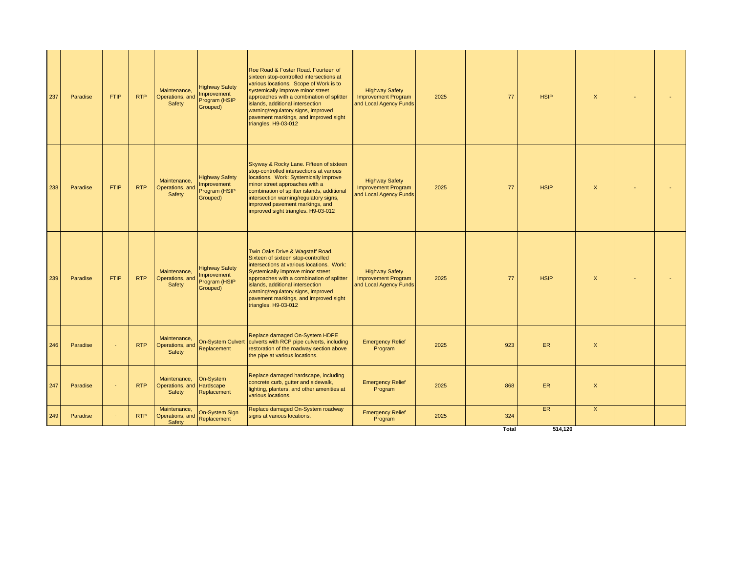| | | | | | | | | | | | | | |
|---|---|---|---|---|---|---|---|---|---|---|---|---|---|
| 237 | Paradise | FTIP | RTP | Maintenance, Operations, and Safety | Highway Safety Improvement Program (HSIP Grouped) | Roe Road & Foster Road. Fourteen of sixteen stop-controlled intersections at various locations. Scope of Work is to systemically improve minor street approaches with a combination of splitter islands, additional intersection warning/regulatory signs, improved pavement markings, and improved sight triangles. H9-03-012 | Highway Safety Improvement Program and Local Agency Funds | 2025 | 77 | HSIP | X | - | - |
| 238 | Paradise | FTIP | RTP | Maintenance, Operations, and Safety | Highway Safety Improvement Program (HSIP Grouped) | Skyway & Rocky Lane. Fifteen of sixteen stop-controlled intersections at various locations. Work: Systemically improve minor street approaches with a combination of splitter islands, additional intersection warning/regulatory signs, improved pavement markings, and improved sight triangles. H9-03-012 | Highway Safety Improvement Program and Local Agency Funds | 2025 | 77 | HSIP | X | - | - |
| 239 | Paradise | FTIP | RTP | Maintenance, Operations, and Safety | Highway Safety Improvement Program (HSIP Grouped) | Twin Oaks Drive & Wagstaff Road. Sixteen of sixteen stop-controlled intersections at various locations. Work: Systemically improve minor street approaches with a combination of splitter islands, additional intersection warning/regulatory signs, improved pavement markings, and improved sight triangles. H9-03-012 | Highway Safety Improvement Program and Local Agency Funds | 2025 | 77 | HSIP | X | - | - |
| 246 | Paradise | - | RTP | Maintenance, Operations, and Safety | On-System Culvert Replacement | Replace damaged On-System HDPE culverts with RCP pipe culverts, including restoration of the roadway section above the pipe at various locations. | Emergency Relief Program | 2025 | 923 | ER | X | | |
| 247 | Paradise | - | RTP | Maintenance, Operations, and Safety | On-System Hardscape Replacement | Replace damaged hardscape, including concrete curb, gutter and sidewalk, lighting, planters, and other amenities at various locations. | Emergency Relief Program | 2025 | 868 | ER | X | | |
| 249 | Paradise | - | RTP | Maintenance, Operations, and Safety | On-System Sign Replacement | Replace damaged On-System roadway signs at various locations. | Emergency Relief Program | 2025 | 324 | ER | X | | |
| | | | | | | | | | **Total** | **514,120** | | | |